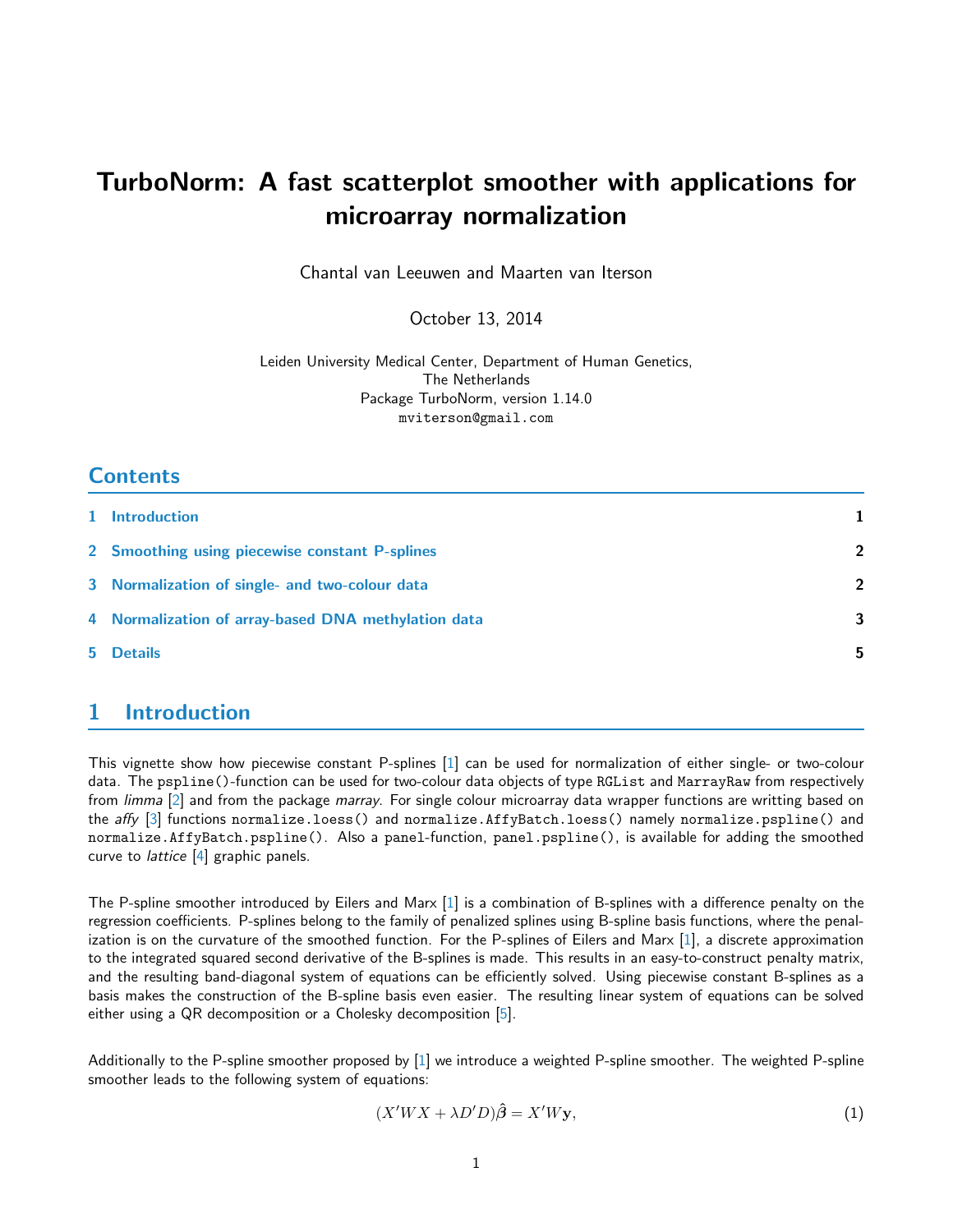# TurboNorm: A fast scatterplot smoother with applications for microarray normalization

Chantal van Leeuwen and Maarten van Iterson

October 13, 2014

Leiden University Medical Center, Department of Human Genetics,
The Netherlands
Package TurboNorm, version 1.14.0
mviterson@gmail.com

## Contents

1 Introduction 1

2 Smoothing using piecewise constant P-splines 2

3 Normalization of single- and two-colour data 2

4 Normalization of array-based DNA methylation data 3

5 Details 5

## 1 Introduction

This vignette show how piecewise constant P-splines [1] can be used for normalization of either single- or two-colour data. The `pspline()`-function can be used for two-colour data objects of type `RGList` and `MarrayRaw` from respectively from *limma* [2] and from the package *marray*. For single colour microarray data wrapper functions are writting based on the *affy* [3] functions `normalize.loess()` and `normalize.AffyBatch.loess()` namely `normalize.pspline()` and `normalize.AffyBatch.pspline()`. Also a panel-function, `panel.pspline()`, is available for adding the smoothed curve to *lattice* [4] graphic panels.

The P-spline smoother introduced by Eilers and Marx [1] is a combination of B-splines with a difference penalty on the regression coefficients. P-splines belong to the family of penalized splines using B-spline basis functions, where the penalization is on the curvature of the smoothed function. For the P-splines of Eilers and Marx [1], a discrete approximation to the integrated squared second derivative of the B-splines is made. This results in an easy-to-construct penalty matrix, and the resulting band-diagonal system of equations can be efficiently solved. Using piecewise constant B-splines as a basis makes the construction of the B-spline basis even easier. The resulting linear system of equations can be solved either using a QR decomposition or a Cholesky decomposition [5].

Additionally to the P-spline smoother proposed by [1] we introduce a weighted P-spline smoother. The weighted P-spline smoother leads to the following system of equations:

$$(X'WX + \lambda D'D)\hat{\boldsymbol{\beta}} = X'W\mathbf{y}, \tag{1}$$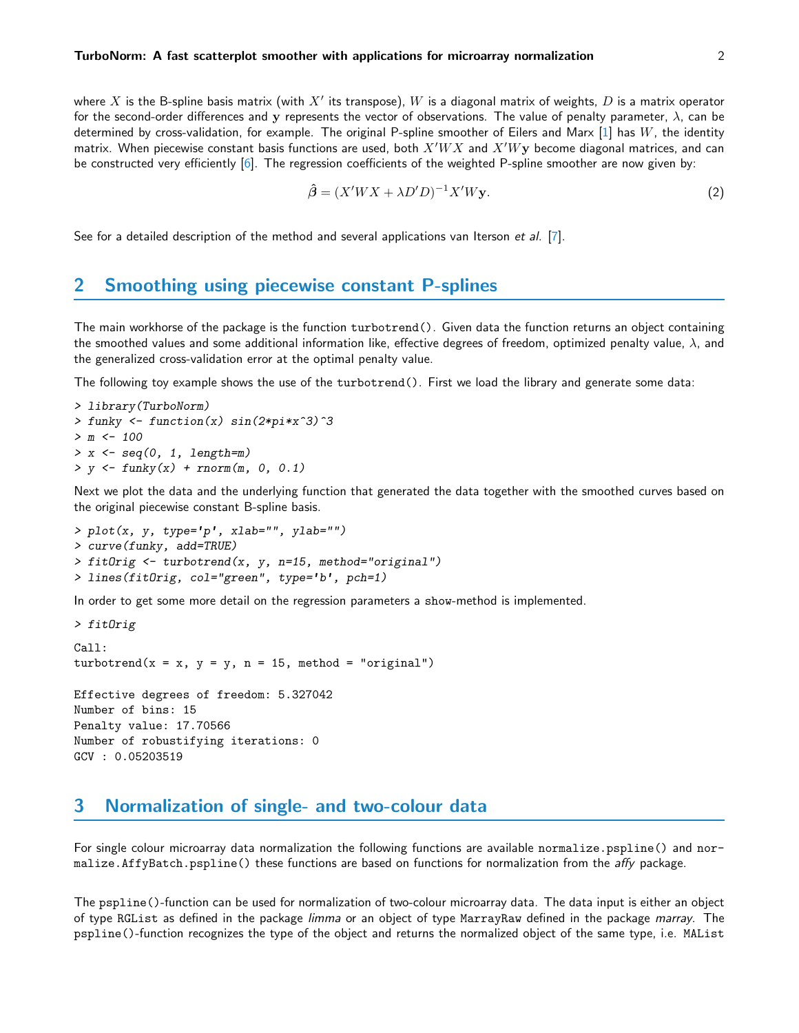where $X$ is the B-spline basis matrix (with $X'$ its transpose), $W$ is a diagonal matrix of weights, $D$ is a matrix operator for the second-order differences and $\mathbf{y}$ represents the vector of observations. The value of penalty parameter, $\lambda$, can be determined by cross-validation, for example. The original P-spline smoother of Eilers and Marx [1] has $W$, the identity matrix. When piecewise constant basis functions are used, both $X'WX$ and $X'W\mathbf{y}$ become diagonal matrices, and can be constructed very efficiently [6]. The regression coefficients of the weighted P-spline smoother are now given by:

$$\hat{\boldsymbol{\beta}} = (X'WX + \lambda D'D)^{-1} X'W\mathbf{y}. \tag{2}$$

See for a detailed description of the method and several applications van Iterson *et al.* [7].

## 2 Smoothing using piecewise constant P-splines

The main workhorse of the package is the function `turbotrend()`. Given data the function returns an object containing the smoothed values and some additional information like, effective degrees of freedom, optimized penalty value, $\lambda$, and the generalized cross-validation error at the optimal penalty value.

The following toy example shows the use of the `turbotrend()`. First we load the library and generate some data:

```
> library(TurboNorm)
> funky <- function(x) sin(2*pi*x^3)^3
> m <- 100
> x <- seq(0, 1, length=m)
> y <- funky(x) + rnorm(m, 0, 0.1)
```

Next we plot the data and the underlying function that generated the data together with the smoothed curves based on the original piecewise constant B-spline basis.

```
> plot(x, y, type='p', xlab="", ylab="")
> curve(funky, add=TRUE)
> fitOrig <- turbotrend(x, y, n=15, method="original")
> lines(fitOrig, col="green", type='b', pch=1)
```

In order to get some more detail on the regression parameters a `show`-method is implemented.

```
> fitOrig

Call:
turbotrend(x = x, y = y, n = 15, method = "original")

Effective degrees of freedom: 5.327042
Number of bins: 15
Penalty value: 17.70566
Number of robustifying iterations: 0
GCV : 0.05203519
```

## 3 Normalization of single- and two-colour data

For single colour microarray data normalization the following functions are available `normalize.pspline()` and `normalize.AffyBatch.pspline()` these functions are based on functions for normalization from the *affy* package.

The `pspline()`-function can be used for normalization of two-colour microarray data. The data input is either an object of type `RGList` as defined in the package *limma* or an object of type `MarrayRaw` defined in the package *marray*. The `pspline()`-function recognizes the type of the object and returns the normalized object of the same type, i.e. `MAList`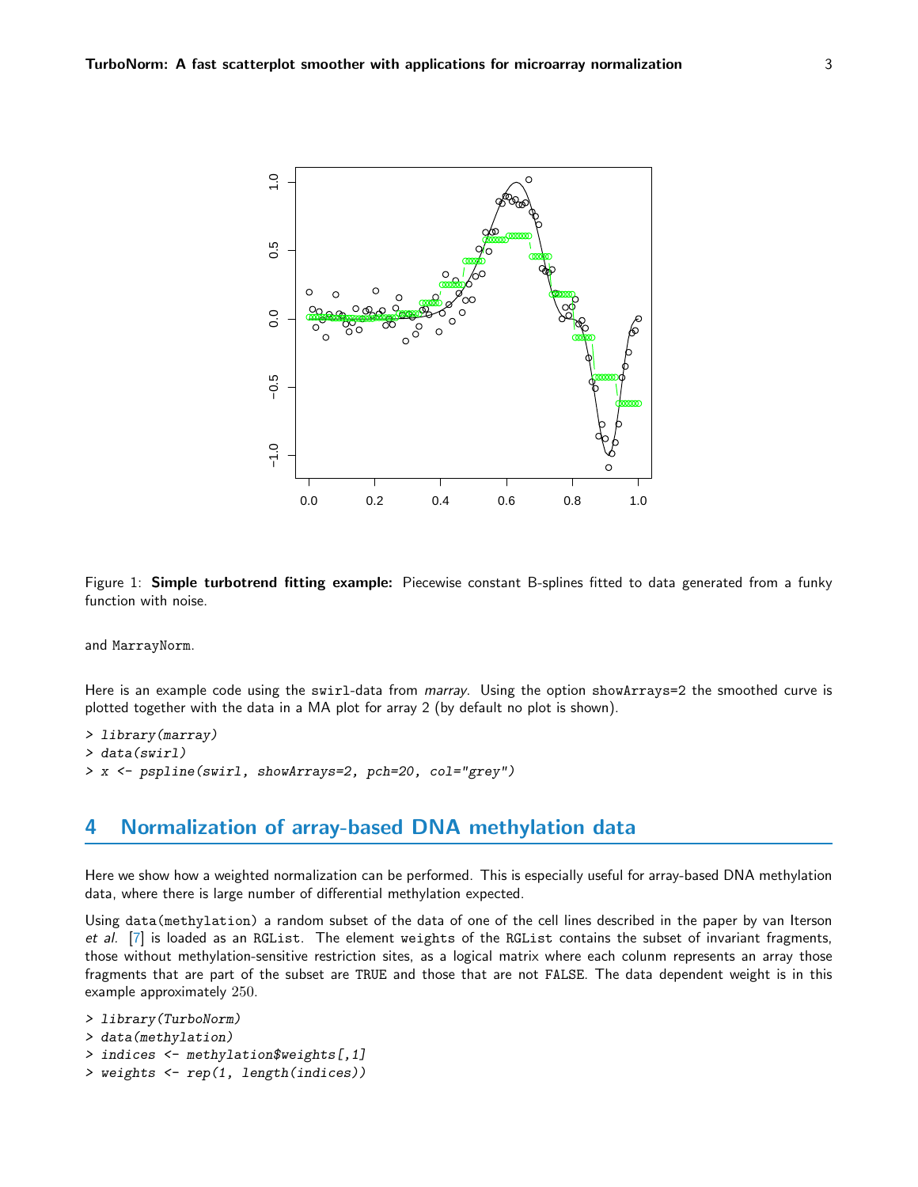Figure 1: **Simple turbotrend fitting example:** Piecewise constant B-splines fitted to data generated from a funky function with noise.

and MarrayNorm.

Here is an example code using the swirl-data from *marray*. Using the option showArrays=2 the smoothed curve is plotted together with the data in a MA plot for array 2 (by default no plot is shown).

```
> library(marray)
> data(swirl)
> x <- pspline(swirl, showArrays=2, pch=20, col="grey")
```

## 4 Normalization of array-based DNA methylation data

Here we show how a weighted normalization can be performed. This is especially useful for array-based DNA methylation data, where there is large number of differential methylation expected.

Using data(methylation) a random subset of the data of one of the cell lines described in the paper by van Iterson *et al.* [7] is loaded as an RGList. The element weights of the RGList contains the subset of invariant fragments, those without methylation-sensitive restriction sites, as a logical matrix where each colunm represents an array those fragments that are part of the subset are TRUE and those that are not FALSE. The data dependent weight is in this example approximately $250$.

```
> library(TurboNorm)
> data(methylation)
> indices <- methylation$weights[,1]
> weights <- rep(1, length(indices))
```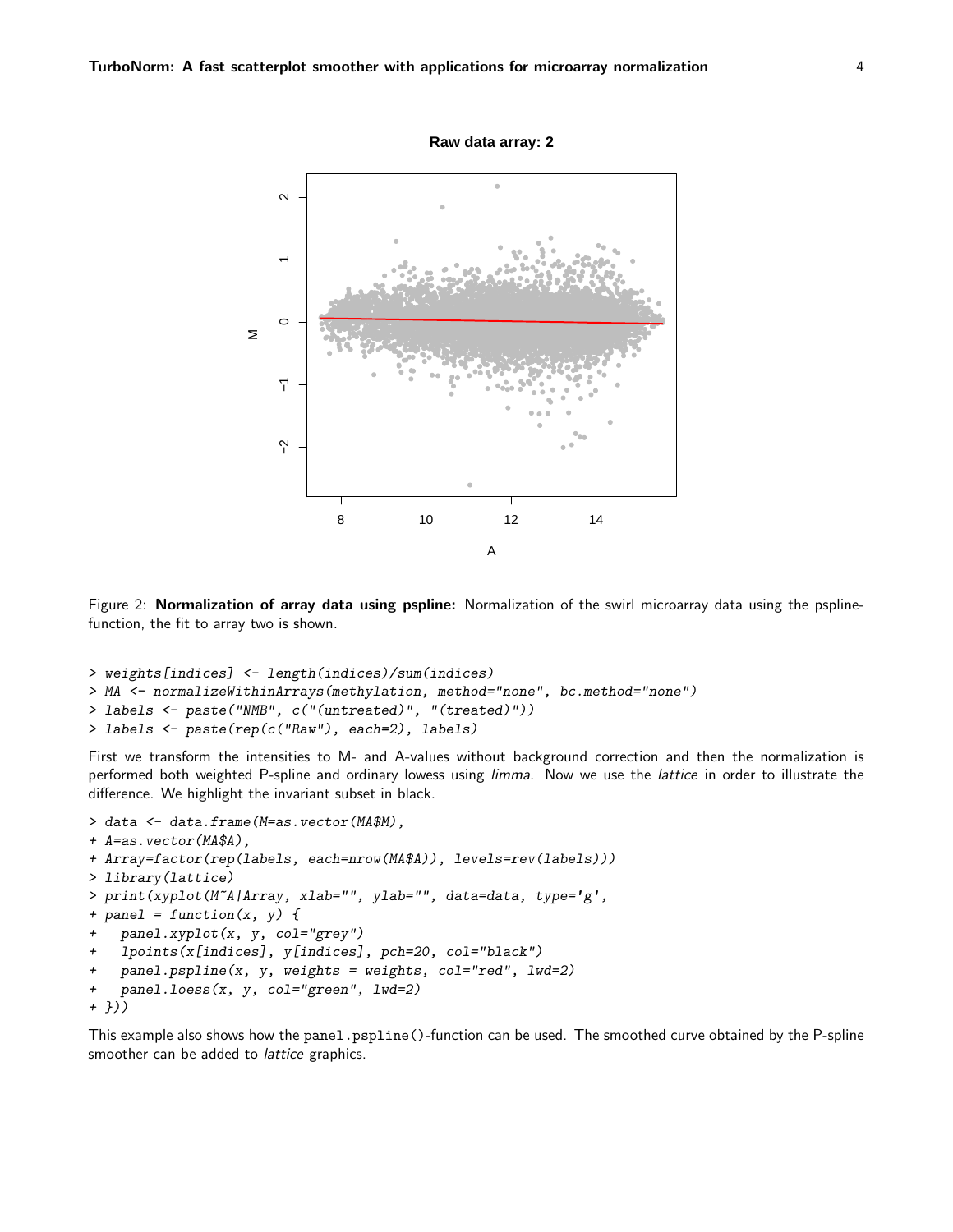Figure 2: **Normalization of array data using pspline:** Normalization of the swirl microarray data using the pspline-function, the fit to array two is shown.

```
> weights[indices] <- length(indices)/sum(indices)
> MA <- normalizeWithinArrays(methylation, method="none", bc.method="none")
> labels <- paste("NMB", c("(untreated)", "(treated)"))
> labels <- paste(rep(c("Raw"), each=2), labels)
```

First we transform the intensities to M- and A-values without background correction and then the normalization is performed both weighted P-spline and ordinary lowess using *limma*. Now we use the *lattice* in order to illustrate the difference. We highlight the invariant subset in black.

```
> data <- data.frame(M=as.vector(MA$M),
+ A=as.vector(MA$A),
+ Array=factor(rep(labels, each=nrow(MA$A)), levels=rev(labels)))
> library(lattice)
> print(xyplot(M~A|Array, xlab="", ylab="", data=data, type='g',
+ panel = function(x, y) {
+   panel.xyplot(x, y, col="grey")
+   lpoints(x[indices], y[indices], pch=20, col="black")
+   panel.pspline(x, y, weights = weights, col="red", lwd=2)
+   panel.loess(x, y, col="green", lwd=2)
+ }))
```

This example also shows how the `panel.pspline()`-function can be used. The smoothed curve obtained by the P-spline smoother can be added to *lattice* graphics.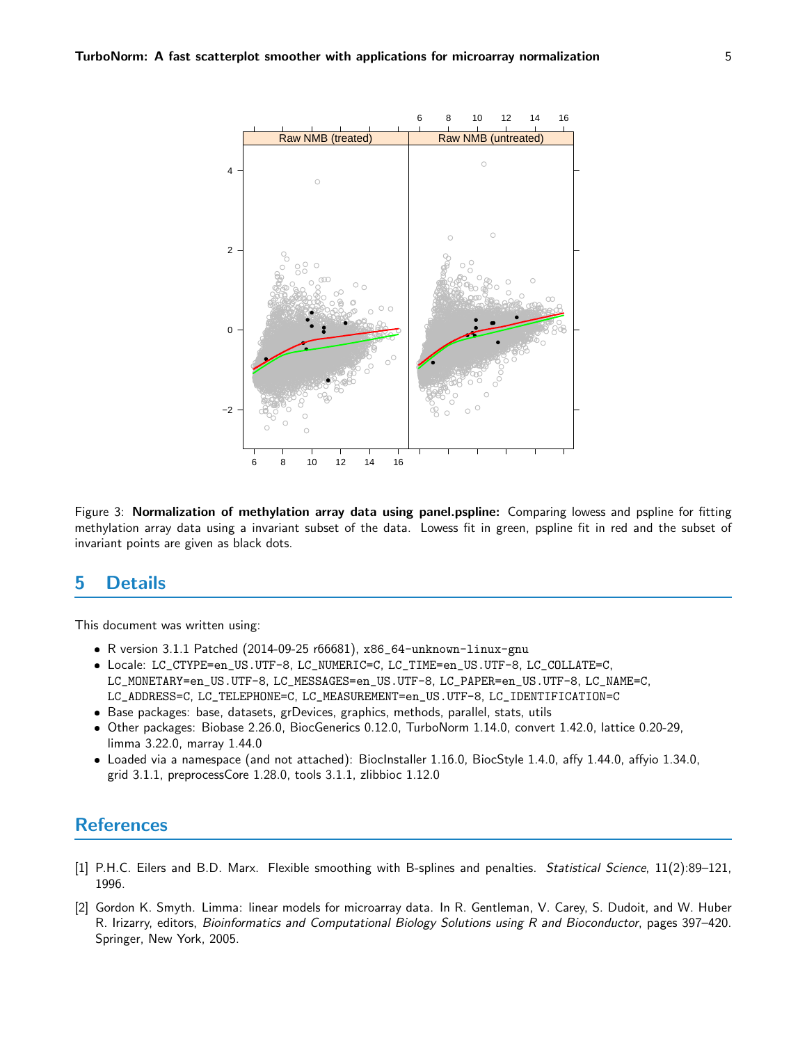Figure 3: **Normalization of methylation array data using panel.pspline:** Comparing lowess and pspline for fitting methylation array data using a invariant subset of the data. Lowess fit in green, pspline fit in red and the subset of invariant points are given as black dots.

## 5 Details

This document was written using:

- R version 3.1.1 Patched (2014-09-25 r66681), `x86_64-unknown-linux-gnu`
- Locale: `LC_CTYPE=en_US.UTF-8`, `LC_NUMERIC=C`, `LC_TIME=en_US.UTF-8`, `LC_COLLATE=C`, `LC_MONETARY=en_US.UTF-8`, `LC_MESSAGES=en_US.UTF-8`, `LC_PAPER=en_US.UTF-8`, `LC_NAME=C`, `LC_ADDRESS=C`, `LC_TELEPHONE=C`, `LC_MEASUREMENT=en_US.UTF-8`, `LC_IDENTIFICATION=C`
- Base packages: base, datasets, grDevices, graphics, methods, parallel, stats, utils
- Other packages: Biobase 2.26.0, BiocGenerics 0.12.0, TurboNorm 1.14.0, convert 1.42.0, lattice 0.20-29, limma 3.22.0, marray 1.44.0
- Loaded via a namespace (and not attached): BiocInstaller 1.16.0, BiocStyle 1.4.0, affy 1.44.0, affyio 1.34.0, grid 3.1.1, preprocessCore 1.28.0, tools 3.1.1, zlibbioc 1.12.0

## References

[1] P.H.C. Eilers and B.D. Marx. Flexible smoothing with B-splines and penalties. *Statistical Science*, 11(2):89–121, 1996.

[2] Gordon K. Smyth. Limma: linear models for microarray data. In R. Gentleman, V. Carey, S. Dudoit, and W. Huber R. Irizarry, editors, *Bioinformatics and Computational Biology Solutions using R and Bioconductor*, pages 397–420. Springer, New York, 2005.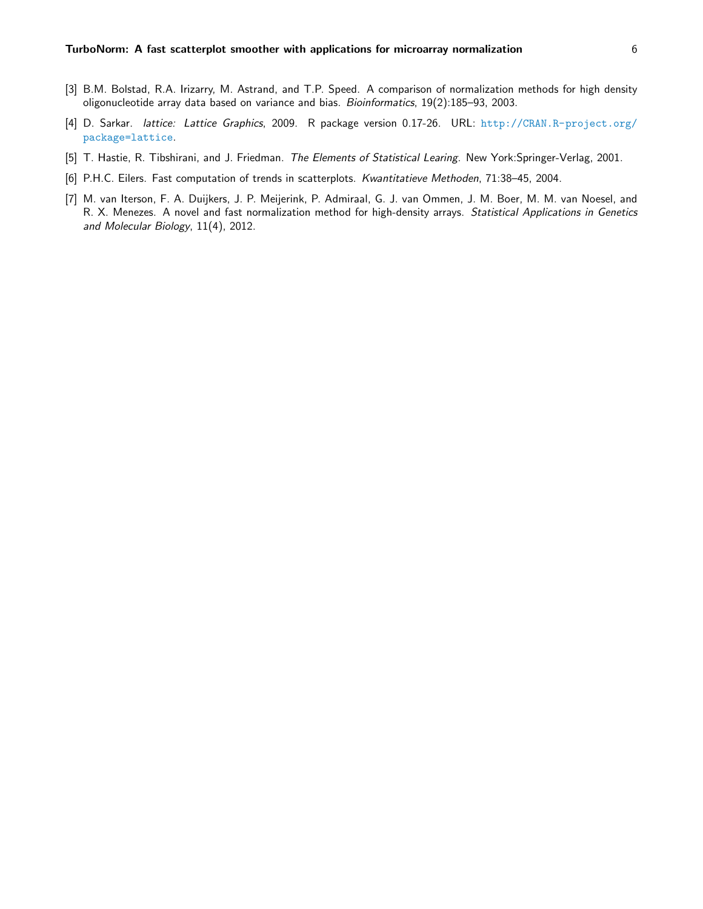[3] B.M. Bolstad, R.A. Irizarry, M. Astrand, and T.P. Speed. A comparison of normalization methods for high density oligonucleotide array data based on variance and bias. *Bioinformatics*, 19(2):185–93, 2003.

[4] D. Sarkar. *lattice: Lattice Graphics*, 2009. R package version 0.17-26. URL: http://CRAN.R-project.org/package=lattice.

[5] T. Hastie, R. Tibshirani, and J. Friedman. *The Elements of Statistical Learing*. New York:Springer-Verlag, 2001.

[6] P.H.C. Eilers. Fast computation of trends in scatterplots. *Kwantitatieve Methoden*, 71:38–45, 2004.

[7] M. van Iterson, F. A. Duijkers, J. P. Meijerink, P. Admiraal, G. J. van Ommen, J. M. Boer, M. M. van Noesel, and R. X. Menezes. A novel and fast normalization method for high-density arrays. *Statistical Applications in Genetics and Molecular Biology*, 11(4), 2012.